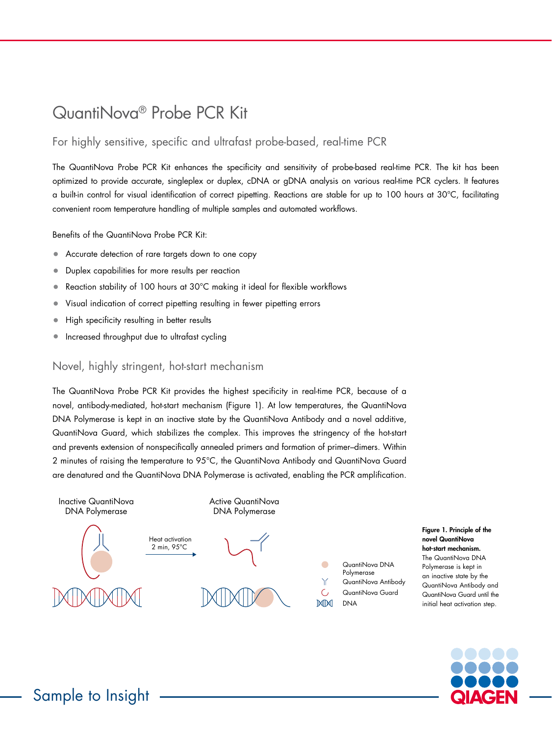# QuantiNova® Probe PCR Kit

## For highly sensitive, specific and ultrafast probe-based, real-time PCR

The QuantiNova Probe PCR Kit enhances the specificity and sensitivity of probe-based real-time PCR. The kit has been optimized to provide accurate, singleplex or duplex, cDNA or gDNA analysis on various real-time PCR cyclers. It features a built-in control for visual identification of correct pipetting. Reactions are stable for up to 100 hours at 30°C, facilitating convenient room temperature handling of multiple samples and automated workflows.

Benefits of the QuantiNova Probe PCR Kit:

- Accurate detection of rare targets down to one copy
- Duplex capabilities for more results per reaction
- Reaction stability of 100 hours at 30°C making it ideal for flexible workflows
- Visual indication of correct pipetting resulting in fewer pipetting errors
- High specificity resulting in better results
- Increased throughput due to ultrafast cycling

## Novel, highly stringent, hot-start mechanism

The QuantiNova Probe PCR Kit provides the highest specificity in real-time PCR, because of a novel, antibody-mediated, hot-start mechanism (Figure 1). At low temperatures, the QuantiNova DNA Polymerase is kept in an inactive state by the QuantiNova Antibody and a novel additive, QuantiNova Guard, which stabilizes the complex. This improves the stringency of the hot-start and prevents extension of nonspecifically annealed primers and formation of primer–dimers. Within 2 minutes of raising the temperature to 95°C, the QuantiNova Antibody and QuantiNova Guard are denatured and the QuantiNova DNA Polymerase is activated, enabling the PCR amplification.

Inactive QuantiNova DNA Polymerase — Heat activation 2 min, 95°C → Active QuantiNova DNA Polymerase

QuantiNova DNA Polymerase; QuantiNova Antibody; QuantiNova Guard; DNA

**Figure 1. Principle of the novel QuantiNova hot-start mechanism.** The QuantiNova DNA Polymerase is kept in an inactive state by the QuantiNova Antibody and QuantiNova Guard until the initial heat activation step.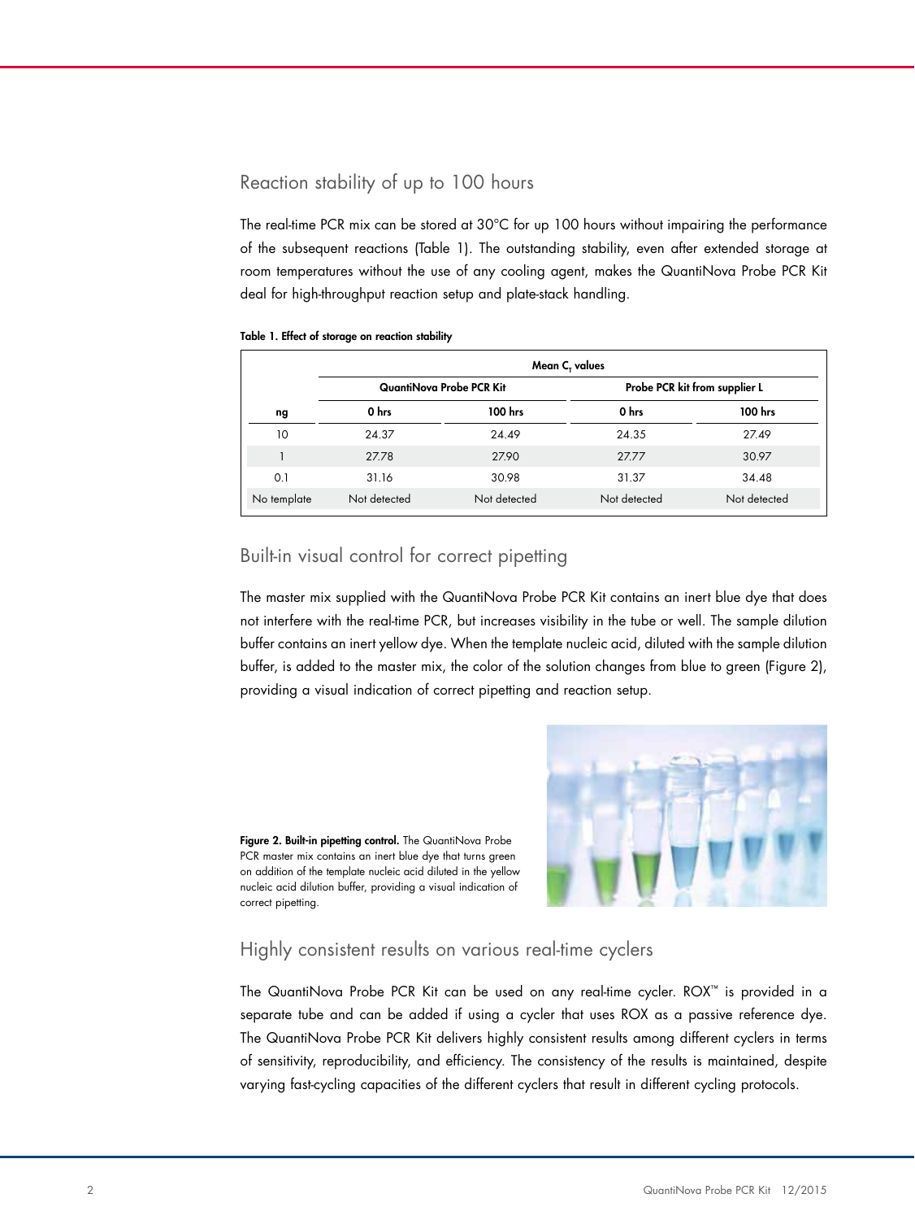## Reaction stability of up to 100 hours

The real-time PCR mix can be stored at 30°C for up 100 hours without impairing the performance of the subsequent reactions (Table 1). The outstanding stability, even after extended storage at room temperatures without the use of any cooling agent, makes the QuantiNova Probe PCR Kit deal for high-throughput reaction setup and plate-stack handling.

**Table 1. Effect of storage on reaction stability**

| | Mean $C_T$ values | | | |
|---|---|---|---|---|
| | QuantiNova Probe PCR Kit | | Probe PCR kit from supplier L | |
| **ng** | **0 hrs** | **100 hrs** | **0 hrs** | **100 hrs** |
| 10 | 24.37 | 24.49 | 24.35 | 27.49 |
| 1 | 27.78 | 27.90 | 27.77 | 30.97 |
| 0.1 | 31.16 | 30.98 | 31.37 | 34.48 |
| No template | Not detected | Not detected | Not detected | Not detected |

## Built-in visual control for correct pipetting

The master mix supplied with the QuantiNova Probe PCR Kit contains an inert blue dye that does not interfere with the real-time PCR, but increases visibility in the tube or well. The sample dilution buffer contains an inert yellow dye. When the template nucleic acid, diluted with the sample dilution buffer, is added to the master mix, the color of the solution changes from blue to green (Figure 2), providing a visual indication of correct pipetting and reaction setup.

**Figure 2. Built-in pipetting control.** The QuantiNova Probe PCR master mix contains an inert blue dye that turns green on addition of the template nucleic acid diluted in the yellow nucleic acid dilution buffer, providing a visual indication of correct pipetting.

## Highly consistent results on various real-time cyclers

The QuantiNova Probe PCR Kit can be used on any real-time cycler. ROX™ is provided in a separate tube and can be added if using a cycler that uses ROX as a passive reference dye. The QuantiNova Probe PCR Kit delivers highly consistent results among different cyclers in terms of sensitivity, reproducibility, and efficiency. The consistency of the results is maintained, despite varying fast-cycling capacities of the different cyclers that result in different cycling protocols.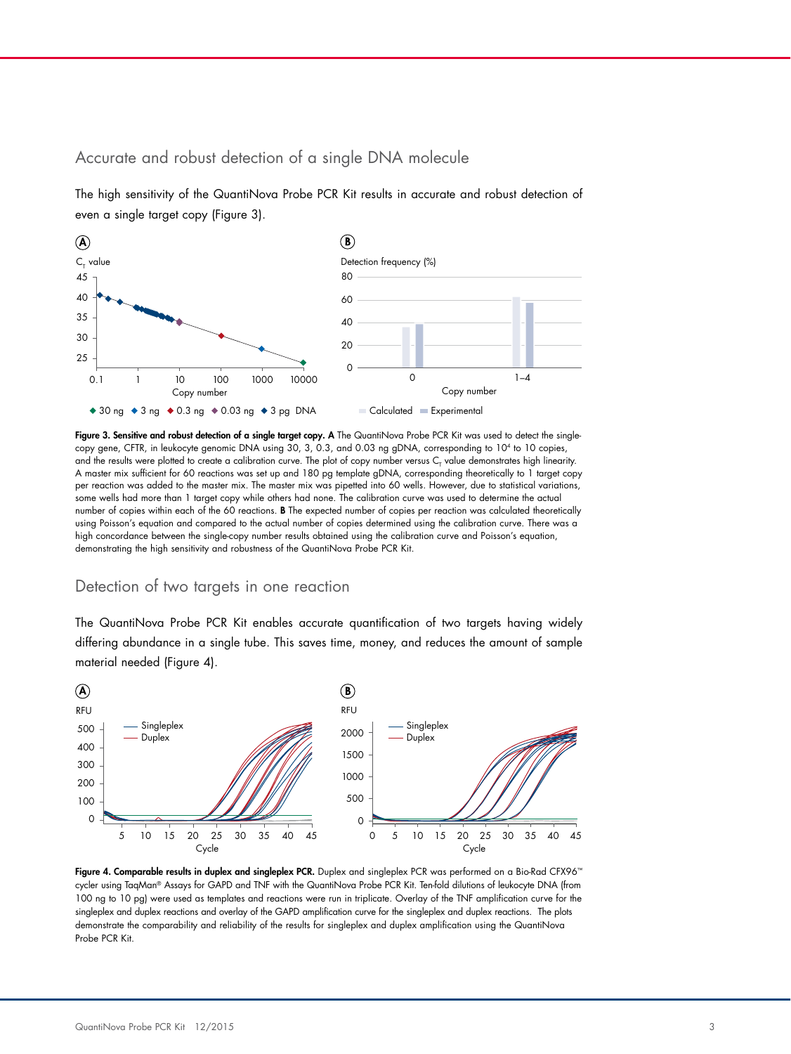## Accurate and robust detection of a single DNA molecule

The high sensitivity of the QuantiNova Probe PCR Kit results in accurate and robust detection of even a single target copy (Figure 3).

**Figure 3. Sensitive and robust detection of a single target copy. A** The QuantiNova Probe PCR Kit was used to detect the single-copy gene, CFTR, in leukocyte genomic DNA using 30, 3, 0.3, and 0.03 ng gDNA, corresponding to $10^4$ to 10 copies, and the results were plotted to create a calibration curve. The plot of copy number versus $C_T$ value demonstrates high linearity. A master mix sufficient for 60 reactions was set up and 180 pg template gDNA, corresponding theoretically to 1 target copy per reaction was added to the master mix. The master mix was pipetted into 60 wells. However, due to statistical variations, some wells had more than 1 target copy while others had none. The calibration curve was used to determine the actual number of copies within each of the 60 reactions. **B** The expected number of copies per reaction was calculated theoretically using Poisson's equation and compared to the actual number of copies determined using the calibration curve. There was a high concordance between the single-copy number results obtained using the calibration curve and Poisson's equation, demonstrating the high sensitivity and robustness of the QuantiNova Probe PCR Kit.

## Detection of two targets in one reaction

The QuantiNova Probe PCR Kit enables accurate quantification of two targets having widely differing abundance in a single tube. This saves time, money, and reduces the amount of sample material needed (Figure 4).

**Figure 4. Comparable results in duplex and singleplex PCR.** Duplex and singleplex PCR was performed on a Bio-Rad CFX96™ cycler using TaqMan® Assays for GAPD and TNF with the QuantiNova Probe PCR Kit. Ten-fold dilutions of leukocyte DNA (from 100 ng to 10 pg) were used as templates and reactions were run in triplicate. Overlay of the TNF amplification curve for the singleplex and duplex reactions and overlay of the GAPD amplification curve for the singleplex and duplex reactions. The plots demonstrate the comparability and reliability of the results for singleplex and duplex amplification using the QuantiNova Probe PCR Kit.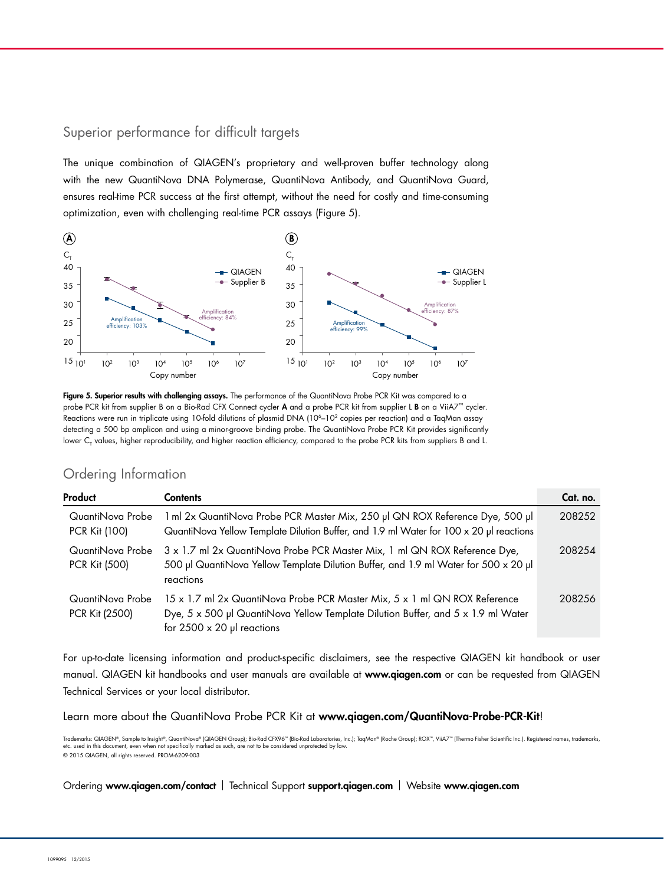## Superior performance for difficult targets

The unique combination of QIAGEN's proprietary and well-proven buffer technology along with the new QuantiNova DNA Polymerase, QuantiNova Antibody, and QuantiNova Guard, ensures real-time PCR success at the first attempt, without the need for costly and time-consuming optimization, even with challenging real-time PCR assays (Figure 5).

A

$C_T$

40
35
30
25
20
15

$10^1$ $10^2$ $10^3$ $10^4$ $10^5$ $10^6$ $10^7$

Copy number

QIAGEN
Supplier B

Amplification efficiency: 103%

Amplification efficiency: 84%

B

$C_T$

40
35
30
25
20
15

$10^1$ $10^2$ $10^3$ $10^4$ $10^5$ $10^6$ $10^7$

Copy number

QIAGEN
Supplier L

Amplification efficiency: 99%

Amplification efficiency: 87%

**Figure 5. Superior results with challenging assays.** The performance of the QuantiNova Probe PCR Kit was compared to a probe PCR kit from supplier B on a Bio-Rad CFX Connect cycler **A** and a probe PCR kit from supplier L **B** on a ViiA7™ cycler. Reactions were run in triplicate using 10-fold dilutions of plasmid DNA ($10^6$–$10^2$ copies per reaction) and a TaqMan assay detecting a 500 bp amplicon and using a minor-groove binding probe. The QuantiNova Probe PCR Kit provides significantly lower $C_T$ values, higher reproducibility, and higher reaction efficiency, compared to the probe PCR kits from suppliers B and L.

## Ordering Information

| Product | Contents | Cat. no. |
|---|---|---|
| QuantiNova Probe PCR Kit (100) | 1 ml 2x QuantiNova Probe PCR Master Mix, 250 µl QN ROX Reference Dye, 500 µl QuantiNova Yellow Template Dilution Buffer, and 1.9 ml Water for 100 x 20 µl reactions | 208252 |
| QuantiNova Probe PCR Kit (500) | 3 x 1.7 ml 2x QuantiNova Probe PCR Master Mix, 1 ml QN ROX Reference Dye, 500 µl QuantiNova Yellow Template Dilution Buffer, and 1.9 ml Water for 500 x 20 µl reactions | 208254 |
| QuantiNova Probe PCR Kit (2500) | 15 x 1.7 ml 2x QuantiNova Probe PCR Master Mix, 5 x 1 ml QN ROX Reference Dye, 5 x 500 µl QuantiNova Yellow Template Dilution Buffer, and 5 x 1.9 ml Water for 2500 x 20 µl reactions | 208256 |

For up-to-date licensing information and product-specific disclaimers, see the respective QIAGEN kit handbook or user manual. QIAGEN kit handbooks and user manuals are available at **www.qiagen.com** or can be requested from QIAGEN Technical Services or your local distributor.

Learn more about the QuantiNova Probe PCR Kit at **www.qiagen.com/QuantiNova-Probe-PCR-Kit**!

Trademarks: QIAGEN®, Sample to Insight®, QuantiNova® (QIAGEN Group); Bio-Rad CFX96™ (Bio-Rad Laboratories, Inc.); TaqMan® (Roche Group); ROX™, ViiA7™ (Thermo Fisher Scientific Inc.). Registered names, trademarks, etc. used in this document, even when not specifically marked as such, are not to be considered unprotected by law.
© 2015 QIAGEN, all rights reserved. PROM-6209-003

Ordering **www.qiagen.com/contact** | Technical Support **support.qiagen.com** | Website **www.qiagen.com**

1099095 12/2015